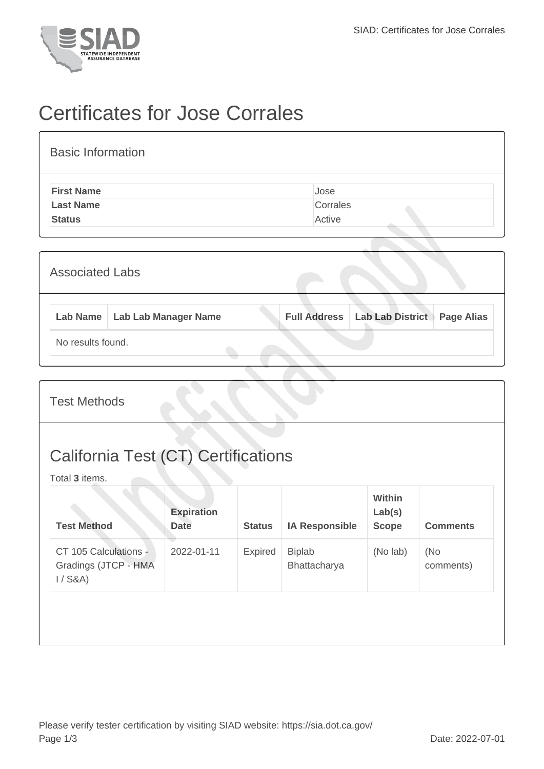# Certificates for Jose Corrales

## Basic Information

| | |
|---|---|
| **First Name** | Jose |
| **Last Name** | Corrales |
| **Status** | Active |

## Associated Labs

| Lab Name | Lab Lab Manager Name | Full Address | Lab Lab District | Page Alias |
|---|---|---|---|---|
| No results found. | | | | |

## Test Methods

## California Test (CT) Certifications

Total **3** items.

| Test Method | Expiration Date | Status | IA Responsible | Within Lab(s) Scope | Comments |
|---|---|---|---|---|---|
| CT 105 Calculations - Gradings (JTCP - HMA I / S&A) | 2022-01-11 | Expired | Biplab Bhattacharya | (No lab) | (No comments) |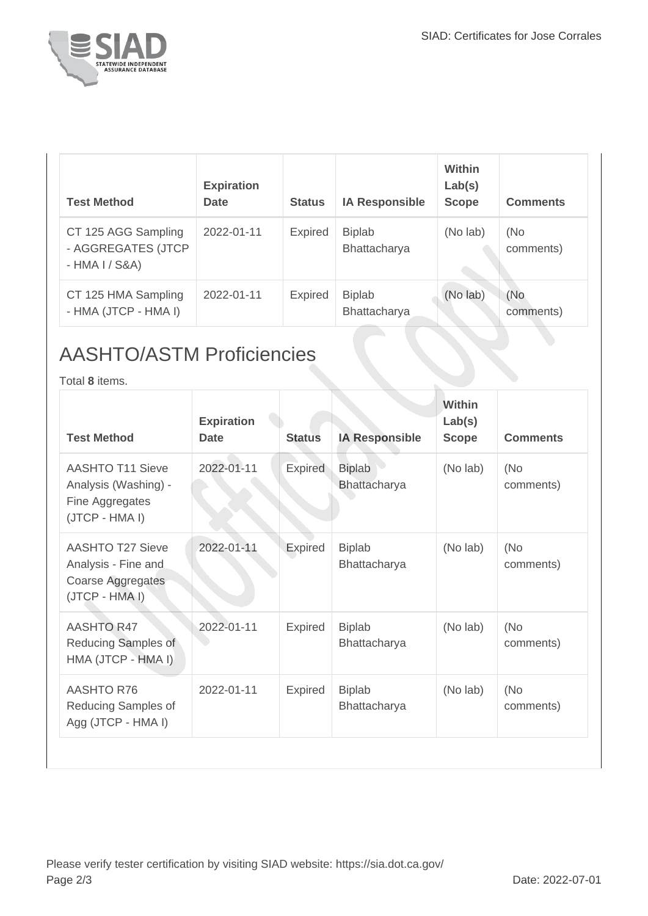| Test Method | Expiration Date | Status | IA Responsible | Within Lab(s) Scope | Comments |
| --- | --- | --- | --- | --- | --- |
| CT 125 AGG Sampling - AGGREGATES (JTCP - HMA I / S&A) | 2022-01-11 | Expired | Biplab Bhattacharya | (No lab) | (No comments) |
| CT 125 HMA Sampling - HMA (JTCP - HMA I) | 2022-01-11 | Expired | Biplab Bhattacharya | (No lab) | (No comments) |

## AASHTO/ASTM Proficiencies

Total **8** items.

| Test Method | Expiration Date | Status | IA Responsible | Within Lab(s) Scope | Comments |
| --- | --- | --- | --- | --- | --- |
| AASHTO T11 Sieve Analysis (Washing) - Fine Aggregates (JTCP - HMA I) | 2022-01-11 | Expired | Biplab Bhattacharya | (No lab) | (No comments) |
| AASHTO T27 Sieve Analysis - Fine and Coarse Aggregates (JTCP - HMA I) | 2022-01-11 | Expired | Biplab Bhattacharya | (No lab) | (No comments) |
| AASHTO R47 Reducing Samples of HMA (JTCP - HMA I) | 2022-01-11 | Expired | Biplab Bhattacharya | (No lab) | (No comments) |
| AASHTO R76 Reducing Samples of Agg (JTCP - HMA I) | 2022-01-11 | Expired | Biplab Bhattacharya | (No lab) | (No comments) |

Please verify tester certification by visiting SIAD website: https://sia.dot.ca.gov/

Date: 2022-07-01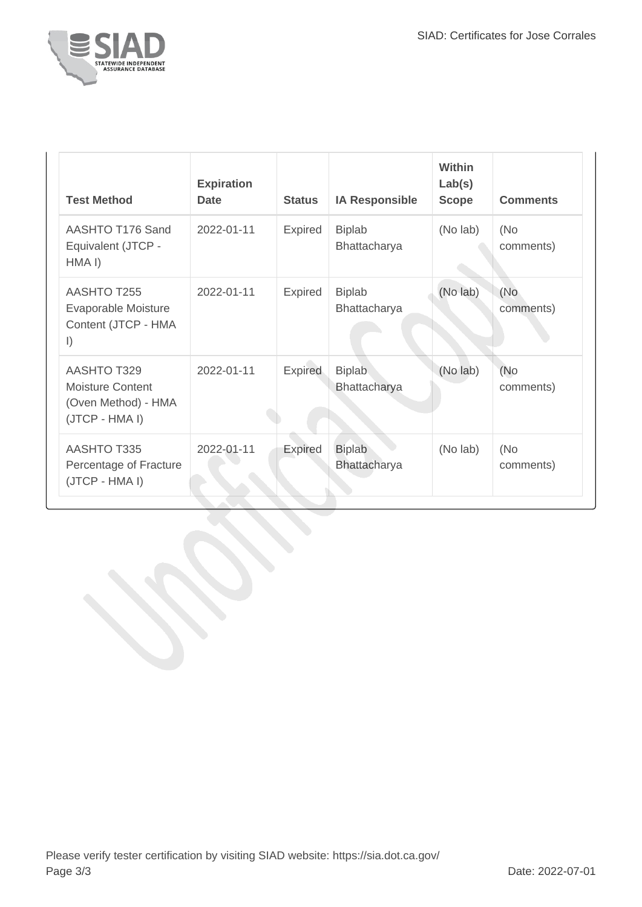| Test Method | Expiration Date | Status | IA Responsible | Within Lab(s) Scope | Comments |
|---|---|---|---|---|---|
| AASHTO T176 Sand Equivalent (JTCP - HMA I) | 2022-01-11 | Expired | Biplab Bhattacharya | (No lab) | (No comments) |
| AASHTO T255 Evaporable Moisture Content (JTCP - HMA I) | 2022-01-11 | Expired | Biplab Bhattacharya | (No lab) | (No comments) |
| AASHTO T329 Moisture Content (Oven Method) - HMA (JTCP - HMA I) | 2022-01-11 | Expired | Biplab Bhattacharya | (No lab) | (No comments) |
| AASHTO T335 Percentage of Fracture (JTCP - HMA I) | 2022-01-11 | Expired | Biplab Bhattacharya | (No lab) | (No comments) |

Please verify tester certification by visiting SIAD website: https://sia.dot.ca.gov/

Date: 2022-07-01